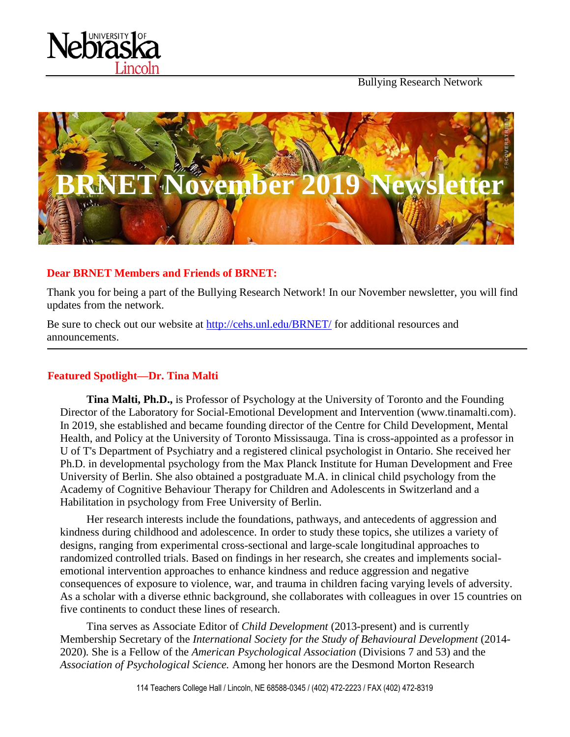Bullying Research Network

# BRNET November 2019 Newsletter

**Dear BRNET Members and Friends of BRNET:**

Thank you for being a part of the Bullying Research Network! In our November newsletter, you will find updates from the network.

Be sure to check out our website at http://cehs.unl.edu/BRNET/ for additional resources and announcements.

---

## Featured Spotlight—Dr. Tina Malti

**Tina Malti, Ph.D.,** is Professor of Psychology at the University of Toronto and the Founding Director of the Laboratory for Social-Emotional Development and Intervention (www.tinamalti.com). In 2019, she established and became founding director of the Centre for Child Development, Mental Health, and Policy at the University of Toronto Mississauga. Tina is cross-appointed as a professor in U of T's Department of Psychiatry and a registered clinical psychologist in Ontario. She received her Ph.D. in developmental psychology from the Max Planck Institute for Human Development and Free University of Berlin. She also obtained a postgraduate M.A. in clinical child psychology from the Academy of Cognitive Behaviour Therapy for Children and Adolescents in Switzerland and a Habilitation in psychology from Free University of Berlin.

Her research interests include the foundations, pathways, and antecedents of aggression and kindness during childhood and adolescence. In order to study these topics, she utilizes a variety of designs, ranging from experimental cross-sectional and large-scale longitudinal approaches to randomized controlled trials. Based on findings in her research, she creates and implements social-emotional intervention approaches to enhance kindness and reduce aggression and negative consequences of exposure to violence, war, and trauma in children facing varying levels of adversity. As a scholar with a diverse ethnic background, she collaborates with colleagues in over 15 countries on five continents to conduct these lines of research.

Tina serves as Associate Editor of *Child Development* (2013-present) and is currently Membership Secretary of the *International Society for the Study of Behavioural Development* (2014-2020). She is a Fellow of the *American Psychological Association* (Divisions 7 and 53) and the *Association of Psychological Science.* Among her honors are the Desmond Morton Research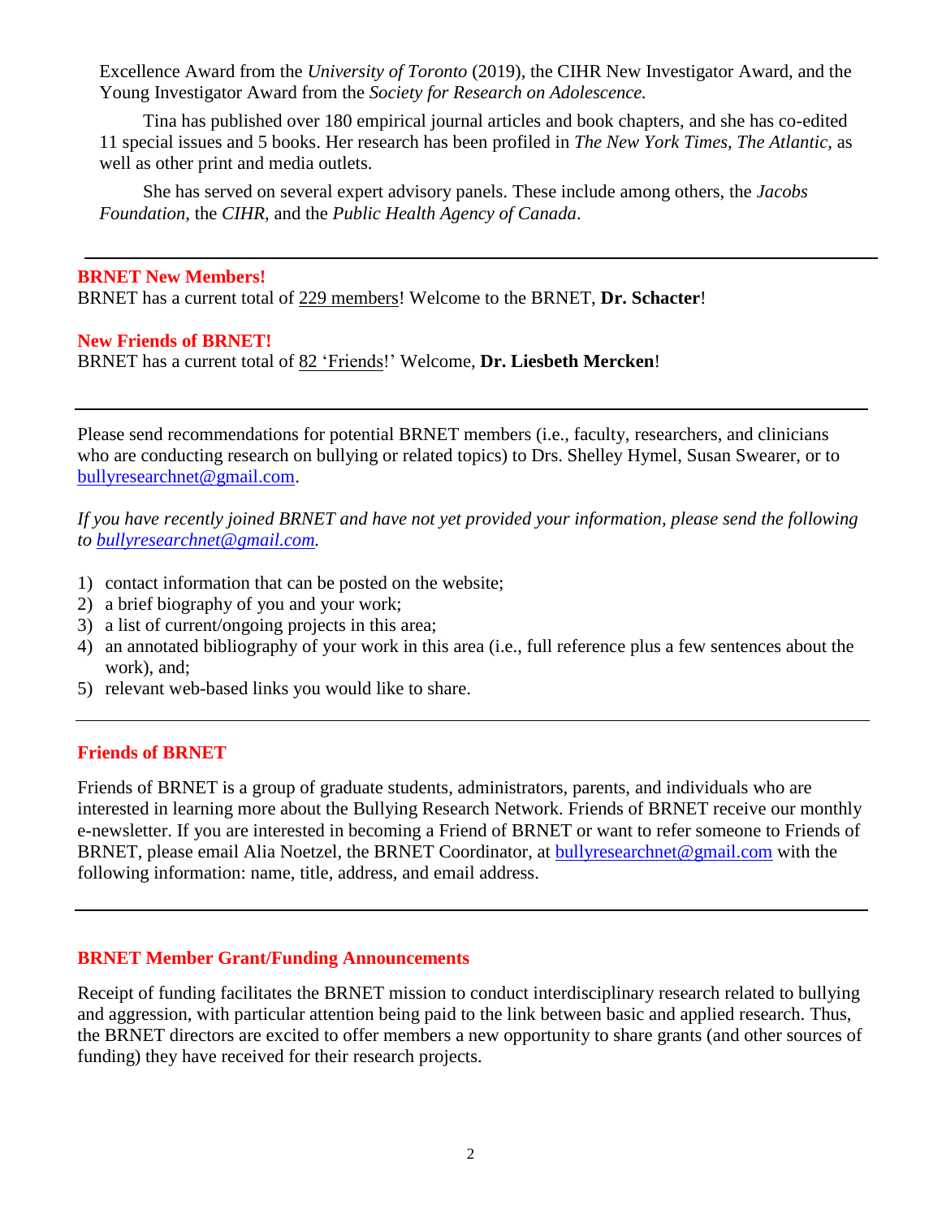Excellence Award from the *University of Toronto* (2019), the CIHR New Investigator Award, and the Young Investigator Award from the *Society for Research on Adolescence.*

Tina has published over 180 empirical journal articles and book chapters, and she has co-edited 11 special issues and 5 books. Her research has been profiled in *The New York Times*, *The Atlantic,* as well as other print and media outlets.

She has served on several expert advisory panels. These include among others, the *Jacobs Foundation*, the *CIHR*, and the *Public Health Agency of Canada*.

---

## BRNET New Members!

BRNET has a current total of 229 members! Welcome to the BRNET, **Dr. Schacter**!

## New Friends of BRNET!

BRNET has a current total of 82 'Friends!' Welcome, **Dr. Liesbeth Mercken**!

---

Please send recommendations for potential BRNET members (i.e., faculty, researchers, and clinicians who are conducting research on bullying or related topics) to Drs. Shelley Hymel, Susan Swearer, or to bullyresearchnet@gmail.com.

*If you have recently joined BRNET and have not yet provided your information, please send the following to bullyresearchnet@gmail.com.*

1) contact information that can be posted on the website;
2) a brief biography of you and your work;
3) a list of current/ongoing projects in this area;
4) an annotated bibliography of your work in this area (i.e., full reference plus a few sentences about the work), and;
5) relevant web-based links you would like to share.

---

## Friends of BRNET

Friends of BRNET is a group of graduate students, administrators, parents, and individuals who are interested in learning more about the Bullying Research Network. Friends of BRNET receive our monthly e-newsletter. If you are interested in becoming a Friend of BRNET or want to refer someone to Friends of BRNET, please email Alia Noetzel, the BRNET Coordinator, at bullyresearchnet@gmail.com with the following information: name, title, address, and email address.

---

## BRNET Member Grant/Funding Announcements

Receipt of funding facilitates the BRNET mission to conduct interdisciplinary research related to bullying and aggression, with particular attention being paid to the link between basic and applied research. Thus, the BRNET directors are excited to offer members a new opportunity to share grants (and other sources of funding) they have received for their research projects.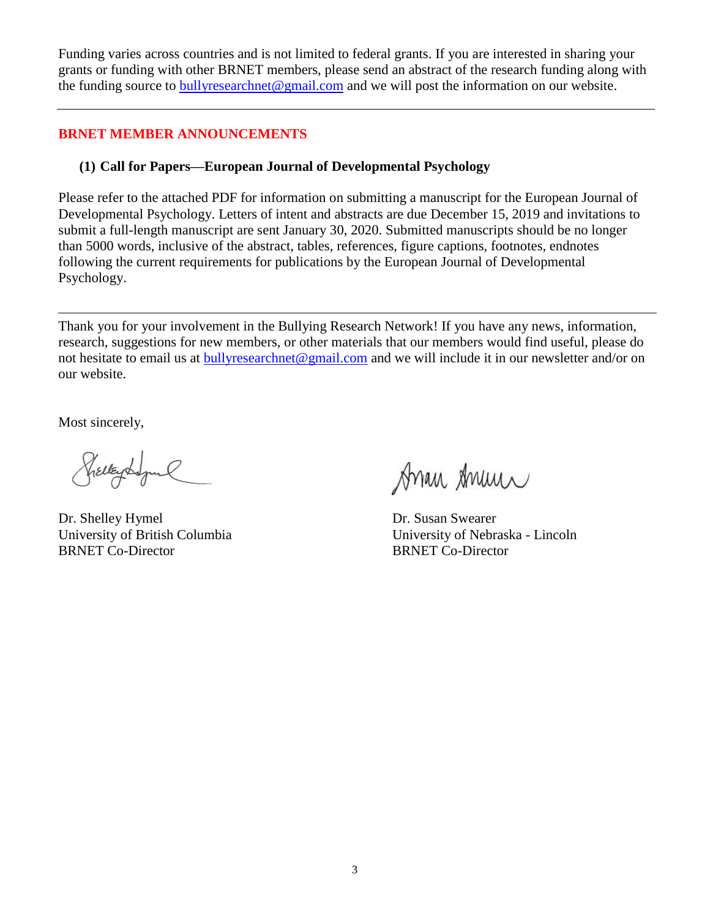Funding varies across countries and is not limited to federal grants. If you are interested in sharing your grants or funding with other BRNET members, please send an abstract of the research funding along with the funding source to bullyresearchnet@gmail.com and we will post the information on our website.

---

## BRNET MEMBER ANNOUNCEMENTS

### (1) Call for Papers—European Journal of Developmental Psychology

Please refer to the attached PDF for information on submitting a manuscript for the European Journal of Developmental Psychology. Letters of intent and abstracts are due December 15, 2019 and invitations to submit a full-length manuscript are sent January 30, 2020. Submitted manuscripts should be no longer than 5000 words, inclusive of the abstract, tables, references, figure captions, footnotes, endnotes following the current requirements for publications by the European Journal of Developmental Psychology.

---

Thank you for your involvement in the Bullying Research Network! If you have any news, information, research, suggestions for new members, or other materials that our members would find useful, please do not hesitate to email us at bullyresearchnet@gmail.com and we will include it in our newsletter and/or on our website.

Most sincerely,

Dr. Shelley Hymel
University of British Columbia
BRNET Co-Director

Dr. Susan Swearer
University of Nebraska - Lincoln
BRNET Co-Director